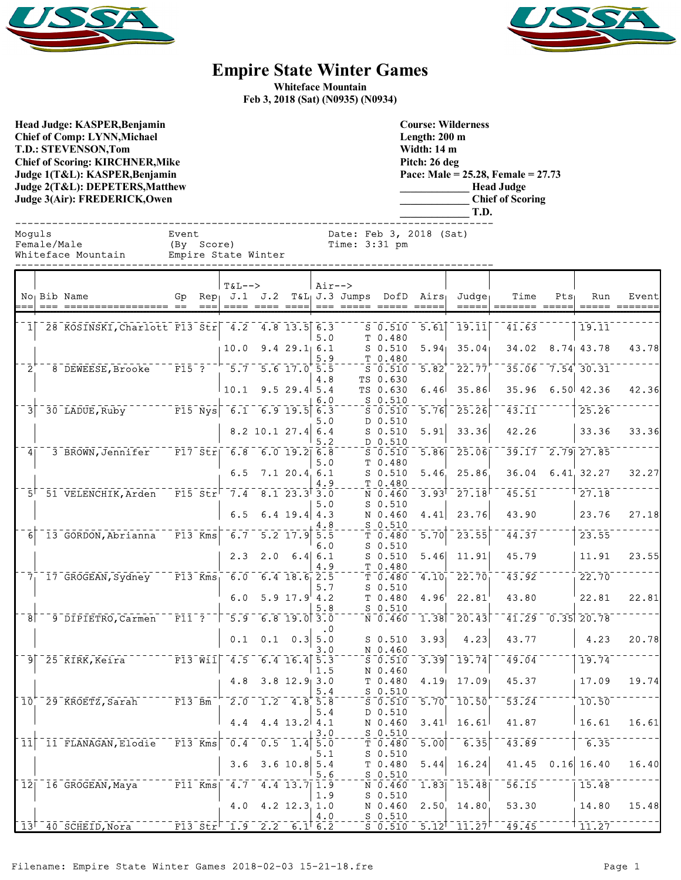# Empire State Winter Games

**Whiteface Mountain**
**Feb 3, 2018 (Sat) (N0935) (N0934)**

**Head Judge: KASPER,Benjamin**
**Chief of Comp: LYNN,Michael**
**T.D.: STEVENSON,Tom**
**Chief of Scoring: KIRCHNER,Mike**
**Judge 1(T&L): KASPER,Benjamin**
**Judge 2(T&L): DEPETERS,Matthew**
**Judge 3(Air): FREDERICK,Owen**

**Course: Wilderness**
**Length: 200 m**
**Width: 14 m**
**Pitch: 26 deg**
**Pace: Male = 25.28, Female = 27.73**
**____________ Head Judge**
**____________ Chief of Scoring**
**____________ T.D.**

```
Moguls                    Event                     Date: Feb 3, 2018 (Sat)
Female/Male               (By  Score)               Time: 3:31 pm
Whiteface Mountain        Empire State Winter
```

| No | Bib | Name | Gp | Rep | T&L--> J.1 | J.2 | T&L | Air--> J.3 | Jumps | DofD | Airs | Judge | Time | Pts | Run | Event |
|---|---|---|---|---|---|---|---|---|---|---|---|---|---|---|---|---|
| 1 | 28 | KOSINSKI,Charlott | F13 | Str | 4.2 | 4.8 | 13.5 | 6.3 | S | 0.510 | 5.61 | 19.11 | 41.63 | | 19.11 | |
| | | | | | | | | 5.0 | T | 0.480 | | | | | | |
| | | | | | 10.0 | 9.4 | 29.1 | 6.1 | S | 0.510 | 5.94 | 35.04 | 34.02 | 8.74 | 43.78 | 43.78 |
| | | | | | | | | 5.9 | T | 0.480 | | | | | | |
| 2 | 8 | DEWEESE,Brooke | F15 | ? | 5.7 | 5.6 | 17.0 | 5.5 | S | 0.510 | 5.82 | 22.77 | 35.06 | 7.54 | 30.31 | |
| | | | | | | | | 4.8 | TS | 0.630 | | | | | | |
| | | | | | 10.1 | 9.5 | 29.4 | 5.4 | TS | 0.630 | 6.46 | 35.86 | 35.96 | 6.50 | 42.36 | 42.36 |
| | | | | | | | | 6.0 | S | 0.510 | | | | | | |
| 3 | 30 | LADUE,Ruby | F15 | Nys | 6.1 | 6.9 | 19.5 | 6.3 | S | 0.510 | 5.76 | 25.26 | 43.11 | | 25.26 | |
| | | | | | | | | 5.0 | D | 0.510 | | | | | | |
| | | | | | 8.2 | 10.1 | 27.4 | 6.4 | S | 0.510 | 5.91 | 33.36 | 42.26 | | 33.36 | 33.36 |
| | | | | | | | | 5.2 | D | 0.510 | | | | | | |
| 4 | 3 | BROWN,Jennifer | F17 | Str | 6.8 | 6.0 | 19.2 | 6.8 | S | 0.510 | 5.86 | 25.06 | 39.17 | 2.79 | 27.85 | |
| | | | | | | | | 5.0 | T | 0.480 | | | | | | |
| | | | | | 6.5 | 7.1 | 20.4 | 6.1 | S | 0.510 | 5.46 | 25.86 | 36.04 | 6.41 | 32.27 | 32.27 |
| | | | | | | | | 4.9 | T | 0.480 | | | | | | |
| 5 | 51 | VELENCHIK,Arden | F15 | Str | 7.4 | 8.1 | 23.3 | 3.0 | N | 0.460 | 3.93 | 27.18 | 45.51 | | 27.18 | |
| | | | | | | | | 5.0 | S | 0.510 | | | | | | |
| | | | | | 6.5 | 6.4 | 19.4 | 4.3 | N | 0.460 | 4.41 | 23.76 | 43.90 | | 23.76 | 27.18 |
| | | | | | | | | 4.8 | S | 0.510 | | | | | | |
| 6 | 13 | GORDON,Abrianna | F13 | Kms | 6.7 | 5.2 | 17.9 | 5.5 | T | 0.480 | 5.70 | 23.55 | 44.37 | | 23.55 | |
| | | | | | | | | 6.0 | S | 0.510 | | | | | | |
| | | | | | 2.3 | 2.0 | 6.4 | 6.1 | S | 0.510 | 5.46 | 11.91 | 45.79 | | 11.91 | 23.55 |
| | | | | | | | | 4.9 | T | 0.480 | | | | | | |
| 7 | 17 | GROGEAN,Sydney | F13 | Kms | 6.0 | 6.4 | 18.6 | 2.5 | T | 0.480 | 4.10 | 22.70 | 43.92 | | 22.70 | |
| | | | | | | | | 5.7 | S | 0.510 | | | | | | |
| | | | | | 6.0 | 5.9 | 17.9 | 4.2 | T | 0.480 | 4.96 | 22.81 | 43.80 | | 22.81 | 22.81 |
| | | | | | | | | 5.8 | S | 0.510 | | | | | | |
| 8 | 9 | DIPIETRO,Carmen | F11 | ? | 5.9 | 6.8 | 19.0 | 3.0 | N | 0.460 | 1.38 | 20.43 | 41.29 | 0.35 | 20.78 | |
| | | | | | | | | .0 | | | | | | | | |
| | | | | | 0.1 | 0.1 | 0.3 | 5.0 | S | 0.510 | 3.93 | 4.23 | 43.77 | | 4.23 | 20.78 |
| | | | | | | | | 3.0 | N | 0.460 | | | | | | |
| 9 | 25 | KIRK,Keira | F13 | Wil | 4.5 | 6.4 | 16.4 | 5.3 | S | 0.510 | 3.39 | 19.74 | 49.04 | | 19.74 | |
| | | | | | | | | 1.5 | N | 0.460 | | | | | | |
| | | | | | 4.8 | 3.8 | 12.9 | 3.0 | T | 0.480 | 4.19 | 17.09 | 45.37 | | 17.09 | 19.74 |
| | | | | | | | | 5.4 | S | 0.510 | | | | | | |
| 10 | 29 | KROETZ,Sarah | F13 | Bm | 2.0 | 1.2 | 4.8 | 5.8 | S | 0.510 | 5.70 | 10.50 | 53.24 | | 10.50 | |
| | | | | | | | | 5.4 | D | 0.510 | | | | | | |
| | | | | | 4.4 | 4.4 | 13.2 | 4.1 | N | 0.460 | 3.41 | 16.61 | 41.87 | | 16.61 | 16.61 |
| | | | | | | | | 3.0 | S | 0.510 | | | | | | |
| 11 | 11 | FLANAGAN,Elodie | F13 | Kms | 0.4 | 0.5 | 1.4 | 5.0 | T | 0.480 | 5.00 | 6.35 | 43.89 | | 6.35 | |
| | | | | | | | | 5.1 | S | 0.510 | | | | | | |
| | | | | | 3.6 | 3.6 | 10.8 | 5.4 | T | 0.480 | 5.44 | 16.24 | 41.45 | 0.16 | 16.40 | 16.40 |
| | | | | | | | | 5.6 | S | 0.510 | | | | | | |
| 12 | 16 | GROGEAN,Maya | F11 | Kms | 4.7 | 4.4 | 13.7 | 1.9 | N | 0.460 | 1.83 | 15.48 | 56.15 | | 15.48 | |
| | | | | | | | | 1.9 | S | 0.510 | | | | | | |
| | | | | | 4.0 | 4.2 | 12.3 | 1.0 | N | 0.460 | 2.50 | 14.80 | 53.30 | | 14.80 | 15.48 |
| | | | | | | | | 4.0 | S | 0.510 | | | | | | |
| 13 | 40 | SCHEID,Nora | F13 | Str | 1.9 | 2.2 | 6.1 | 6.2 | S | 0.510 | 5.12 | 11.27 | 49.45 | | 11.27 | |

Filename: Empire State Winter Games 2018-02-03 15-21-18.fre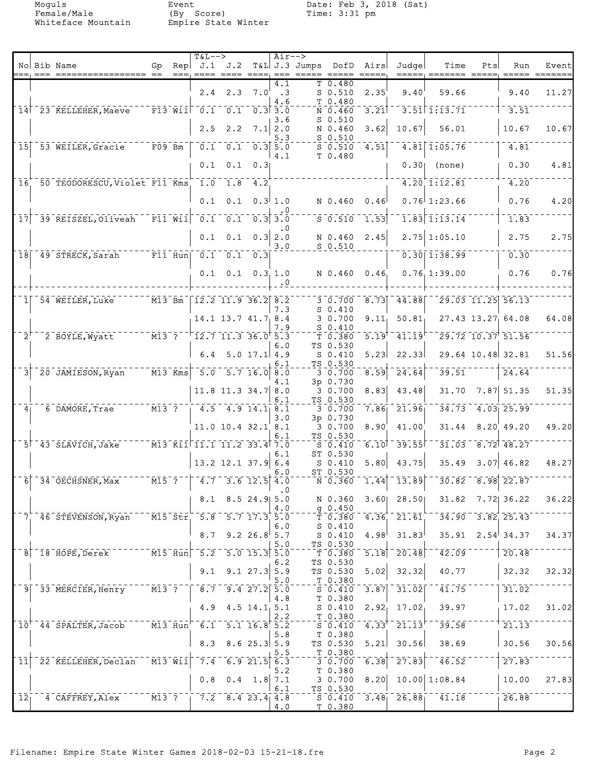Moguls
Female/Male
Whiteface Mountain

Event
(By Score)
Empire State Winter

Date: Feb 3, 2018 (Sat)
Time: 3:31 pm

| No | Bib | Name | Gp | Rep | J.1 | J.2 | T&L | J.3 | Jumps | DofD | Airs | Judge | Time | Pts | Run | Event |
|---|---|---|---|---|---|---|---|---|---|---|---|---|---|---|---|---|
| | | | | | | | | 4.1 | T | 0.480 | | | | | | |
| | | | | | 2.4 | 2.3 | 7.0 | .3 | S | 0.510 | 2.35 | 9.40 | 59.66 | | 9.40 | 11.27 |
| | | | | | | | | 4.6 | T | 0.480 | | | | | | |
| 14 | 23 | KELLEHER, Maeve | F13 | Wil | 0.1 | 0.1 | 0.3 | 3.0 | N | 0.460 | 3.21 | 3.51 | 1:13.71 | | 3.51 | |
| | | | | | | | | 3.6 | S | 0.510 | | | | | | |
| | | | | | 2.5 | 2.2 | 7.1 | 2.0 | N | 0.460 | 3.62 | 10.67 | 56.01 | | 10.67 | 10.67 |
| | | | | | | | | 5.3 | S | 0.510 | | | | | | |
| 15 | 53 | WEILER, Gracie | F09 | Bm | 0.1 | 0.1 | 0.3 | 5.0 | S | 0.510 | 4.51 | 4.81 | 1:05.76 | | 4.81 | |
| | | | | | | | | 4.1 | T | 0.480 | | | | | | |
| | | | | | 0.1 | 0.1 | 0.3 | | | | | 0.30 | (none) | | 0.30 | 4.81 |
| 16 | 50 | TEODORESCU, Violet | F11 | Kms | 1.0 | 1.8 | 4.2 | | | | | 4.20 | 1:12.81 | | 4.20 | |
| | | | | | 0.1 | 0.1 | 0.3 | 1.0 | N | 0.460 | 0.46 | 0.76 | 1:23.66 | | 0.76 | 4.20 |
| | | | | | | | | .0 | | | | | | | | |
| 17 | 39 | REISZEL, Oliveah | F11 | Wil | 0.1 | 0.1 | 0.3 | 3.0 | S | 0.510 | 1.53 | 1.83 | 1:13.14 | | 1.83 | |
| | | | | | | | | .0 | | | | | | | | |
| | | | | | 0.1 | 0.1 | 0.3 | 2.0 | N | 0.460 | 2.45 | 2.75 | 1:05.10 | | 2.75 | 2.75 |
| | | | | | | | | 3.0 | S | 0.510 | | | | | | |
| 18 | 49 | STRECK, Sarah | F11 | Hun | 0.1 | 0.1 | 0.3 | | | | | 0.30 | 1:38.99 | | 0.30 | |
| | | | | | 0.1 | 0.1 | 0.3 | 1.0 | N | 0.460 | 0.46 | 0.76 | 1:39.00 | | 0.76 | 0.76 |
| | | | | | | | | .0 | | | | | | | | |
| 1 | 54 | WEILER, Luke | M13 | Bm | 12.2 | 11.9 | 36.2 | 8.2 | 3 | 0.700 | 8.73 | 44.88 | 29.03 | 11.25 | 56.13 | |
| | | | | | | | | 7.3 | S | 0.410 | | | | | | |
| | | | | | 14.1 | 13.7 | 41.7 | 8.4 | 3 | 0.700 | 9.11 | 50.81 | 27.43 | 13.27 | 64.08 | 64.08 |
| | | | | | | | | 7.9 | S | 0.410 | | | | | | |
| 2 | 2 | BOYLE, Wyatt | M13 | ? | 12.7 | 11.3 | 36.0 | 5.3 | T | 0.380 | 5.19 | 41.19 | 29.72 | 10.37 | 51.56 | |
| | | | | | | | | 6.0 | TS | 0.530 | | | | | | |
| | | | | | 6.4 | 5.0 | 17.1 | 4.9 | S | 0.410 | 5.23 | 22.33 | 29.64 | 10.48 | 32.81 | 51.56 |
| | | | | | | | | 6.1 | TS | 0.530 | | | | | | |
| 3 | 20 | JAMIESON, Ryan | M13 | Kms | 5.0 | 5.7 | 16.0 | 8.0 | 3 | 0.700 | 8.59 | 24.64 | 39.51 | | 24.64 | |
| | | | | | | | | 4.1 | 3p | 0.730 | | | | | | |
| | | | | | 11.8 | 11.3 | 34.7 | 8.0 | 3 | 0.700 | 8.83 | 43.48 | 31.70 | 7.87 | 51.35 | 51.35 |
| | | | | | | | | 6.1 | TS | 0.530 | | | | | | |
| 4 | 6 | DAMORE, Trae | M13 | ? | 4.5 | 4.9 | 14.1 | 8.1 | 3 | 0.700 | 7.86 | 21.96 | 34.73 | 4.03 | 25.99 | |
| | | | | | | | | 3.0 | 3p | 0.730 | | | | | | |
| | | | | | 11.0 | 10.4 | 32.1 | 8.1 | 3 | 0.700 | 8.90 | 41.00 | 31.44 | 8.20 | 49.20 | 49.20 |
| | | | | | | | | 6.1 | TS | 0.530 | | | | | | |
| 5 | 43 | SLAVICH, Jake | M13 | Kil | 11.1 | 11.2 | 33.4 | 7.0 | S | 0.410 | 6.10 | 39.55 | 31.03 | 8.72 | 48.27 | |
| | | | | | | | | 6.1 | ST | 0.530 | | | | | | |
| | | | | | 13.2 | 12.1 | 37.9 | 6.4 | S | 0.410 | 5.80 | 43.75 | 35.49 | 3.07 | 46.82 | 48.27 |
| | | | | | | | | 6.0 | ST | 0.530 | | | | | | |
| 6 | 34 | OECHSNER, Max | M15 | ? | 4.7 | 3.6 | 12.5 | 4.0 | N | 0.360 | 1.44 | 13.89 | 30.82 | 8.98 | 22.87 | |
| | | | | | | | | .0 | | | | | | | | |
| | | | | | 8.1 | 8.5 | 24.9 | 5.0 | N | 0.360 | 3.60 | 28.50 | 31.82 | 7.72 | 36.22 | 36.22 |
| | | | | | | | | 4.0 | g | 0.450 | | | | | | |
| 7 | 46 | STEVENSON, Ryan | M15 | Str | 5.8 | 5.7 | 17.3 | 5.0 | T | 0.380 | 4.36 | 21.61 | 34.90 | 3.82 | 25.43 | |
| | | | | | | | | 6.0 | S | 0.410 | | | | | | |
| | | | | | 8.7 | 9.2 | 26.8 | 5.7 | S | 0.410 | 4.98 | 31.83 | 35.91 | 2.54 | 34.37 | 34.37 |
| | | | | | | | | 5.0 | TS | 0.530 | | | | | | |
| 8 | 18 | HOPE, Derek | M15 | Hun | 5.2 | 5.0 | 15.3 | 5.0 | T | 0.380 | 5.18 | 20.48 | 42.09 | | 20.48 | |
| | | | | | | | | 6.2 | TS | 0.530 | | | | | | |
| | | | | | 9.1 | 9.1 | 27.3 | 5.9 | TS | 0.530 | 5.02 | 32.32 | 40.77 | | 32.32 | 32.32 |
| | | | | | | | | 5.0 | T | 0.380 | | | | | | |
| 9 | 33 | MERCIER, Henry | M13 | ? | 8.7 | 9.4 | 27.2 | 5.0 | S | 0.410 | 3.87 | 31.02 | 41.75 | | 31.02 | |
| | | | | | | | | 4.8 | T | 0.380 | | | | | | |
| | | | | | 4.9 | 4.5 | 14.1 | 5.1 | S | 0.410 | 2.92 | 17.02 | 39.97 | | 17.02 | 31.02 |
| | | | | | | | | 2.2 | T | 0.380 | | | | | | |
| 10 | 44 | SPALTER, Jacob | M13 | Hun | 6.1 | 5.1 | 16.8 | 5.2 | S | 0.410 | 4.33 | 21.13 | 39.58 | | 21.13 | |
| | | | | | | | | 5.8 | T | 0.380 | | | | | | |
| | | | | | 8.3 | 8.6 | 25.3 | 5.9 | TS | 0.530 | 5.21 | 30.56 | 38.69 | | 30.56 | 30.56 |
| | | | | | | | | 5.5 | T | 0.380 | | | | | | |
| 11 | 22 | KELLEHER, Declan | M13 | Wil | 7.4 | 6.9 | 21.5 | 6.3 | 3 | 0.700 | 6.38 | 27.83 | 46.52 | | 27.83 | |
| | | | | | | | | 5.2 | T | 0.380 | | | | | | |
| | | | | | 0.8 | 0.4 | 1.8 | 7.1 | 3 | 0.700 | 8.20 | 10.00 | 1:08.84 | | 10.00 | 27.83 |
| | | | | | | | | 6.1 | TS | 0.530 | | | | | | |
| 12 | 4 | CAFFREY, Alex | M13 | ? | 7.2 | 8.4 | 23.4 | 4.8 | S | 0.410 | 3.48 | 26.88 | 41.18 | | 26.88 | |
| | | | | | | | | 4.0 | T | 0.380 | | | | | | |

Filename: Empire State Winter Games 2018-02-03 15-21-18.fre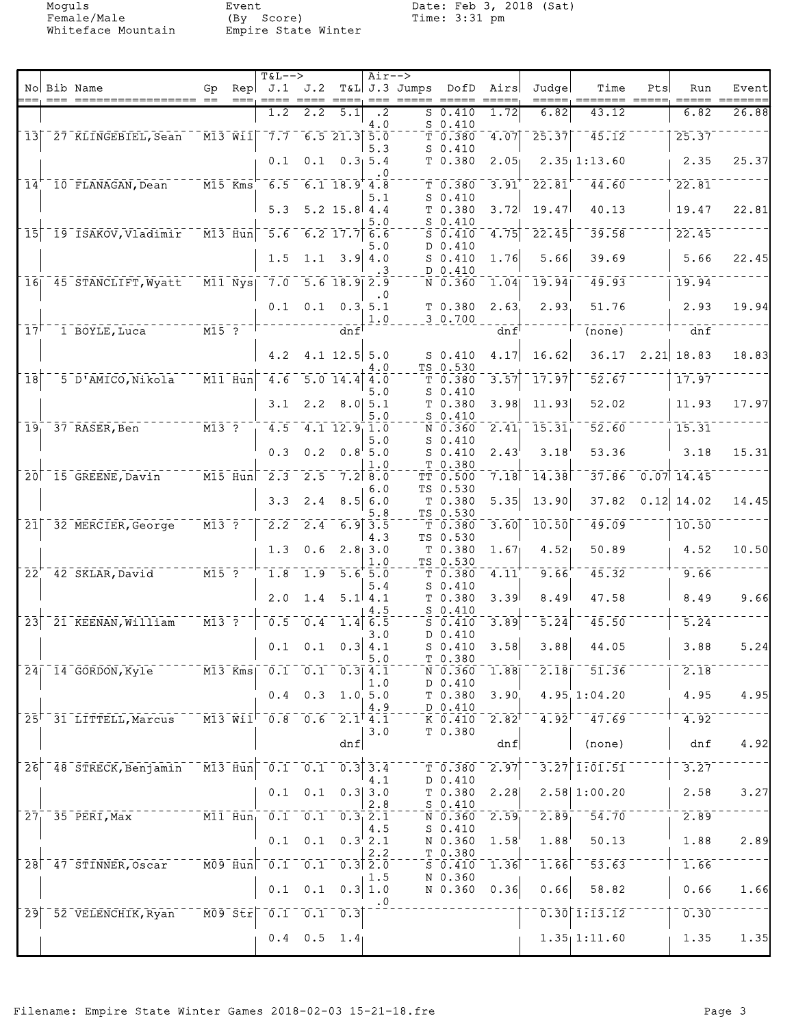Moguls
Female/Male
Whiteface Mountain

Event
(By Score)
Empire State Winter

Date: Feb 3, 2018 (Sat)
Time: 3:31 pm

| No | Bib | Name | Gp | Rep | J.1 | J.2 | T&L | J.3 | Jumps | DofD | Airs | Judge | Time | Pts | Run | Event |
|---|---|---|---|---|---|---|---|---|---|---|---|---|---|---|---|---|
| | | | | | 1.2 | 2.2 | 5.1 | .2 | S | 0.410 | 1.72 | 6.82 | 43.12 | | 6.82 | 26.88 |
| | | | | | | | | 4.0 | S | 0.410 | | | | | | |
| 13 | 27 | KLINGEBIEL, Sean | M13 | Wil | 7.7 | 6.5 | 21.3 | 5.0 | T | 0.380 | 4.07 | 25.37 | 45.12 | | 25.37 | |
| | | | | | | | | 5.3 | S | 0.410 | | | | | | |
| | | | | | 0.1 | 0.1 | 0.3 | 5.4 | T | 0.380 | 2.05 | 2.35 | 1:13.60 | | 2.35 | 25.37 |
| | | | | | | | | .0 | | | | | | | | |
| 14 | 10 | FLANAGAN, Dean | M15 | Kms | 6.5 | 6.1 | 18.9 | 4.8 | T | 0.380 | 3.91 | 22.81 | 44.60 | | 22.81 | |
| | | | | | | | | 5.1 | S | 0.410 | | | | | | |
| | | | | | 5.3 | 5.2 | 15.8 | 4.4 | T | 0.380 | 3.72 | 19.47 | 40.13 | | 19.47 | 22.81 |
| | | | | | | | | 5.0 | S | 0.410 | | | | | | |
| 15 | 19 | ISAKOV, Vladimir | M13 | Hun | 5.6 | 6.2 | 17.7 | 6.6 | S | 0.410 | 4.75 | 22.45 | 39.58 | | 22.45 | |
| | | | | | | | | 5.0 | D | 0.410 | | | | | | |
| | | | | | 1.5 | 1.1 | 3.9 | 4.0 | S | 0.410 | 1.76 | 5.66 | 39.69 | | 5.66 | 22.45 |
| | | | | | | | | .3 | D | 0.410 | | | | | | |
| 16 | 45 | STANCLIFT, Wyatt | M11 | Nys | 7.0 | 5.6 | 18.9 | 2.9 | N | 0.360 | 1.04 | 19.94 | 49.93 | | 19.94 | |
| | | | | | | | | .0 | | | | | | | | |
| | | | | | 0.1 | 0.1 | 0.3 | 5.1 | T | 0.380 | 2.63 | 2.93 | 51.76 | | 2.93 | 19.94 |
| | | | | | | | | 1.0 | 3 | 0.700 | | | | | | |
| 17 | 1 | BOYLE, Luca | M15 | ? | | | dnf | | | | dnf | | (none) | | dnf | |
| | | | | | 4.2 | 4.1 | 12.5 | 5.0 | S | 0.410 | 4.17 | 16.62 | 36.17 | 2.21 | 18.83 | 18.83 |
| | | | | | | | | 4.0 | TS | 0.530 | | | | | | |
| 18 | 5 | D'AMICO, Nikola | M11 | Hun | 4.6 | 5.0 | 14.4 | 4.0 | T | 0.380 | 3.57 | 17.97 | 52.67 | | 17.97 | |
| | | | | | | | | 5.0 | S | 0.410 | | | | | | |
| | | | | | 3.1 | 2.2 | 8.0 | 5.1 | T | 0.380 | 3.98 | 11.93 | 52.02 | | 11.93 | 17.97 |
| | | | | | | | | 5.0 | S | 0.410 | | | | | | |
| 19 | 37 | RASER, Ben | M13 | ? | 4.5 | 4.1 | 12.9 | 1.0 | N | 0.360 | 2.41 | 15.31 | 52.60 | | 15.31 | |
| | | | | | | | | 5.0 | S | 0.410 | | | | | | |
| | | | | | 0.3 | 0.2 | 0.8 | 5.0 | S | 0.410 | 2.43 | 3.18 | 53.36 | | 3.18 | 15.31 |
| | | | | | | | | 1.0 | T | 0.380 | | | | | | |
| 20 | 15 | GREENE, Davin | M15 | Hun | 2.3 | 2.5 | 7.2 | 8.0 | TT | 0.500 | 7.18 | 14.38 | 37.86 | 0.07 | 14.45 | |
| | | | | | | | | 6.0 | TS | 0.530 | | | | | | |
| | | | | | 3.3 | 2.4 | 8.5 | 6.0 | T | 0.380 | 5.35 | 13.90 | 37.82 | 0.12 | 14.02 | 14.45 |
| | | | | | | | | 5.8 | TS | 0.530 | | | | | | |
| 21 | 32 | MERCIER, George | M13 | ? | 2.2 | 2.4 | 6.9 | 3.5 | T | 0.380 | 3.60 | 10.50 | 49.09 | | 10.50 | |
| | | | | | | | | 4.3 | TS | 0.530 | | | | | | |
| | | | | | 1.3 | 0.6 | 2.8 | 3.0 | T | 0.380 | 1.67 | 4.52 | 50.89 | | 4.52 | 10.50 |
| | | | | | | | | 1.0 | TS | 0.530 | | | | | | |
| 22 | 42 | SKLAR, David | M15 | ? | 1.8 | 1.9 | 5.6 | 5.0 | T | 0.380 | 4.11 | 9.66 | 45.32 | | 9.66 | |
| | | | | | | | | 5.4 | S | 0.410 | | | | | | |
| | | | | | 2.0 | 1.4 | 5.1 | 4.1 | T | 0.380 | 3.39 | 8.49 | 47.58 | | 8.49 | 9.66 |
| | | | | | | | | 4.5 | S | 0.410 | | | | | | |
| 23 | 21 | KEENAN, William | M13 | ? | 0.5 | 0.4 | 1.4 | 6.5 | S | 0.410 | 3.89 | 5.24 | 45.50 | | 5.24 | |
| | | | | | | | | 3.0 | D | 0.410 | | | | | | |
| | | | | | 0.1 | 0.1 | 0.3 | 4.1 | S | 0.410 | 3.58 | 3.88 | 44.05 | | 3.88 | 5.24 |
| | | | | | | | | 5.0 | T | 0.380 | | | | | | |
| 24 | 14 | GORDON, Kyle | M13 | Kms | 0.1 | 0.1 | 0.3 | 4.1 | N | 0.360 | 1.88 | 2.18 | 51.36 | | 2.18 | |
| | | | | | | | | 1.0 | D | 0.410 | | | | | | |
| | | | | | 0.4 | 0.3 | 1.0 | 5.0 | T | 0.380 | 3.90 | 4.95 | 1:04.20 | | 4.95 | 4.95 |
| | | | | | | | | 4.9 | D | 0.410 | | | | | | |
| 25 | 31 | LITTELL, Marcus | M13 | Wil | 0.8 | 0.6 | 2.1 | 4.1 | K | 0.410 | 2.82 | 4.92 | 47.69 | | 4.92 | |
| | | | | | | | | 3.0 | T | 0.380 | | | | | | |
| | | | | | | | dnf | | | | dnf | | (none) | | dnf | 4.92 |
| 26 | 48 | STRECK, Benjamin | M13 | Hun | 0.1 | 0.1 | 0.3 | 3.4 | T | 0.380 | 2.97 | 3.27 | 1:01.51 | | 3.27 | |
| | | | | | | | | 4.1 | D | 0.410 | | | | | | |
| | | | | | 0.1 | 0.1 | 0.3 | 3.0 | T | 0.380 | 2.28 | 2.58 | 1:00.20 | | 2.58 | 3.27 |
| | | | | | | | | 2.8 | S | 0.410 | | | | | | |
| 27 | 35 | PERI, Max | M11 | Hun | 0.1 | 0.1 | 0.3 | 2.1 | N | 0.360 | 2.59 | 2.89 | 54.70 | | 2.89 | |
| | | | | | | | | 4.5 | S | 0.410 | | | | | | |
| | | | | | 0.1 | 0.1 | 0.3 | 2.1 | N | 0.360 | 1.58 | 1.88 | 50.13 | | 1.88 | 2.89 |
| | | | | | | | | 2.2 | T | 0.380 | | | | | | |
| 28 | 47 | STINNER, Oscar | M09 | Hun | 0.1 | 0.1 | 0.3 | 2.0 | S | 0.410 | 1.36 | 1.66 | 53.63 | | 1.66 | |
| | | | | | | | | 1.5 | N | 0.360 | | | | | | |
| | | | | | 0.1 | 0.1 | 0.3 | 1.0 | N | 0.360 | 0.36 | 0.66 | 58.82 | | 0.66 | 1.66 |
| | | | | | | | | .0 | | | | | | | | |
| 29 | 52 | VELENCHIK, Ryan | M09 | Str | 0.1 | 0.1 | 0.3 | | | | | 0.30 | 1:13.12 | | 0.30 | |
| | | | | | 0.4 | 0.5 | 1.4 | | | | | 1.35 | 1:11.60 | | 1.35 | 1.35 |

Filename: Empire State Winter Games 2018-02-03 15-21-18.fre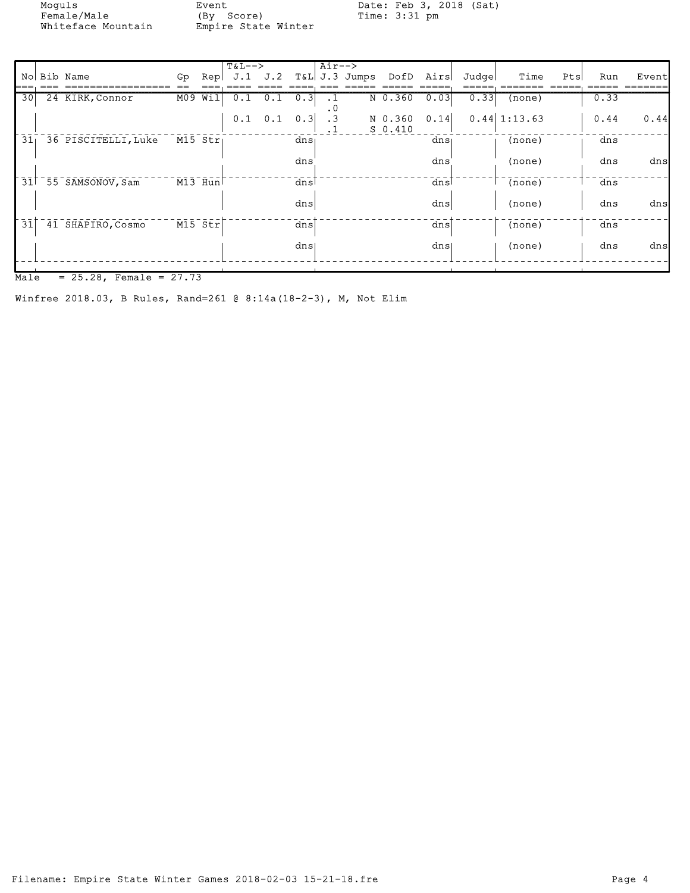Moguls
Female/Male
Whiteface Mountain

Event
(By Score)
Empire State Winter

Date: Feb 3, 2018 (Sat)
Time: 3:31 pm

| No | Bib | Name | Gp | Rep | T&L--> J.1 | J.2 | T&L | Air--> J.3 | Jumps | DofD | Airs | Judge | Time | Pts | Run | Event |
|---|---|---|---|---|---|---|---|---|---|---|---|---|---|---|---|---|
| 30 | 24 | KIRK,Connor | M09 | Wil | 0.1 | 0.1 | 0.3 | .1<br>.0 | N | 0.360 | 0.03 | 0.33 | (none) | | 0.33 | |
| | | | | | 0.1 | 0.1 | 0.3 | .3<br>.1 | N<br>S | 0.360<br>0.410 | 0.14 | 0.44 | 1:13.63 | | 0.44 | 0.44 |
| 31 | 36 | PISCITELLI,Luke | M15 | Str | | | dns | | | | dns | | (none) | | dns | |
| | | | | | | | dns | | | | dns | | (none) | | dns | dns |
| 31 | 55 | SAMSONOV,Sam | M13 | Hun | | | dns | | | | dns | | (none) | | dns | |
| | | | | | | | dns | | | | dns | | (none) | | dns | dns |
| 31 | 41 | SHAPIRO,Cosmo | M15 | Str | | | dns | | | | dns | | (none) | | dns | |
| | | | | | | | dns | | | | dns | | (none) | | dns | dns |

Male = 25.28, Female = 27.73

Winfree 2018.03, B Rules, Rand=261 @ 8:14a(18-2-3), M, Not Elim

Filename: Empire State Winter Games 2018-02-03 15-21-18.fre